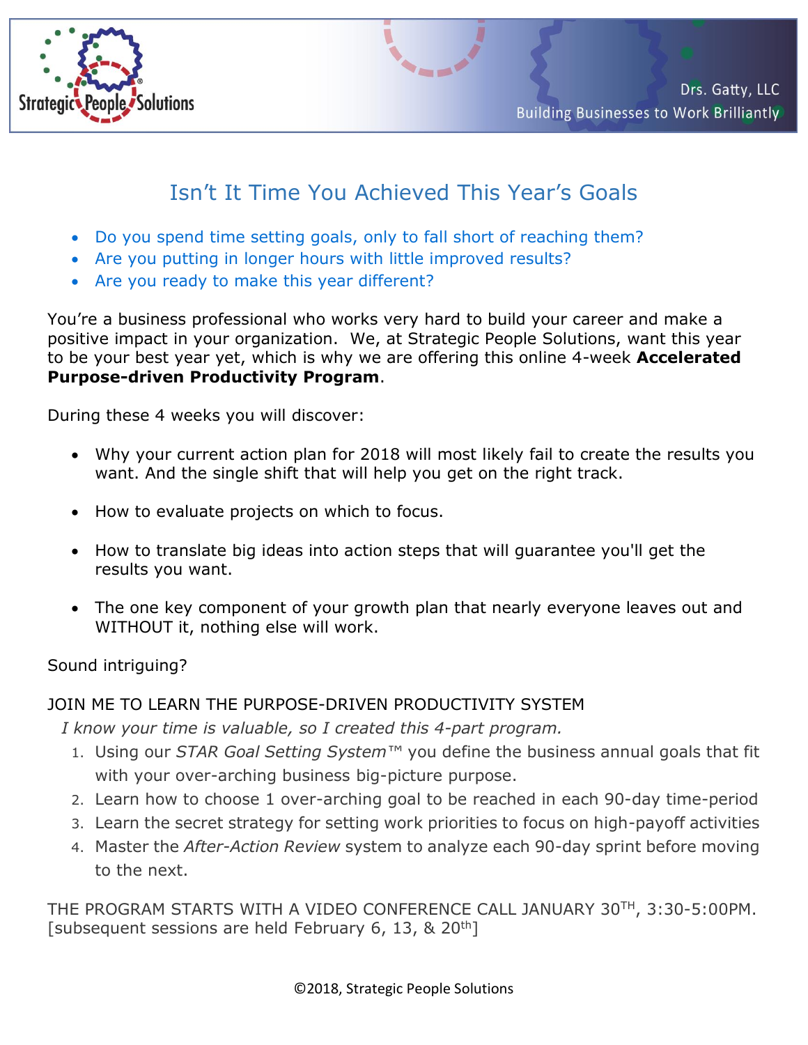Strategic People Solutions

Drs. Gatty, LLC
Building Businesses to Work Brilliantly

# Isn't It Time You Achieved This Year's Goals

- Do you spend time setting goals, only to fall short of reaching them?
- Are you putting in longer hours with little improved results?
- Are you ready to make this year different?

You're a business professional who works very hard to build your career and make a positive impact in your organization. We, at Strategic People Solutions, want this year to be your best year yet, which is why we are offering this online 4-week **Accelerated Purpose-driven Productivity Program**.

During these 4 weeks you will discover:

- Why your current action plan for 2018 will most likely fail to create the results you want. And the single shift that will help you get on the right track.
- How to evaluate projects on which to focus.
- How to translate big ideas into action steps that will guarantee you'll get the results you want.
- The one key component of your growth plan that nearly everyone leaves out and WITHOUT it, nothing else will work.

Sound intriguing?

JOIN ME TO LEARN THE PURPOSE-DRIVEN PRODUCTIVITY SYSTEM

*I know your time is valuable, so I created this 4-part program.*

1. Using our *STAR Goal Setting System*™ you define the business annual goals that fit with your over-arching business big-picture purpose.
2. Learn how to choose 1 over-arching goal to be reached in each 90-day time-period
3. Learn the secret strategy for setting work priorities to focus on high-payoff activities
4. Master the *After-Action Review* system to analyze each 90-day sprint before moving to the next.

THE PROGRAM STARTS WITH A VIDEO CONFERENCE CALL JANUARY 30TH, 3:30-5:00PM. [subsequent sessions are held February 6, 13, & 20th]

©2018, Strategic People Solutions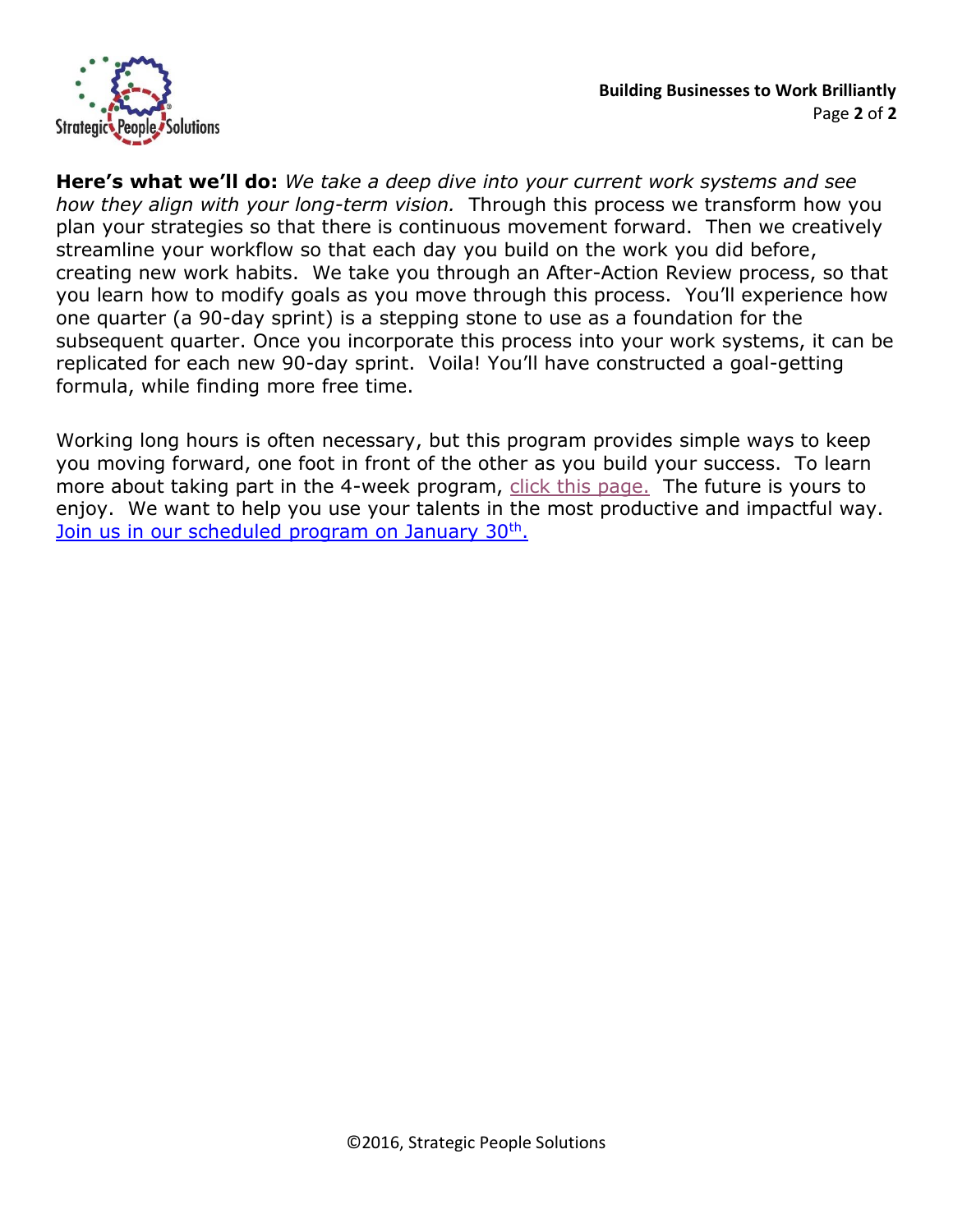**Here's what we'll do:** *We take a deep dive into your current work systems and see how they align with your long-term vision.* Through this process we transform how you plan your strategies so that there is continuous movement forward. Then we creatively streamline your workflow so that each day you build on the work you did before, creating new work habits. We take you through an After-Action Review process, so that you learn how to modify goals as you move through this process. You'll experience how one quarter (a 90-day sprint) is a stepping stone to use as a foundation for the subsequent quarter. Once you incorporate this process into your work systems, it can be replicated for each new 90-day sprint. Voila! You'll have constructed a goal-getting formula, while finding more free time.

Working long hours is often necessary, but this program provides simple ways to keep you moving forward, one foot in front of the other as you build your success. To learn more about taking part in the 4-week program, click this page. The future is yours to enjoy. We want to help you use your talents in the most productive and impactful way. Join us in our scheduled program on January 30th.